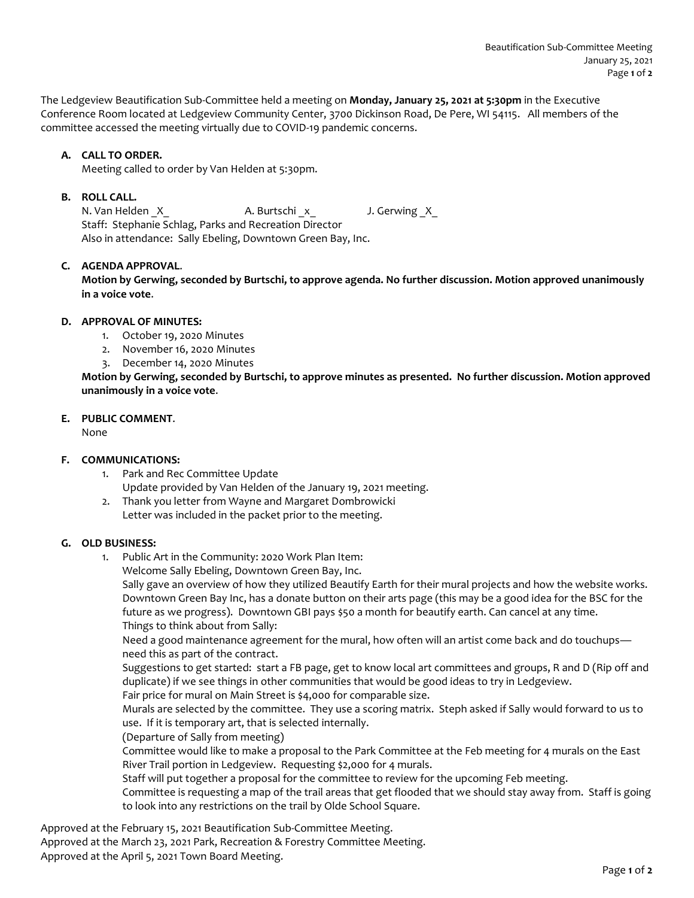The Ledgeview Beautification Sub-Committee held a meeting on **Monday, January 25, 2021 at 5:30pm** in the Executive Conference Room located at Ledgeview Community Center, 3700 Dickinson Road, De Pere, WI 54115. All members of the committee accessed the meeting virtually due to COVID-19 pandemic concerns.

**A. CALL TO ORDER.**

Meeting called to order by Van Helden at 5:30pm.

**B. ROLL CALL.**

N. Van Helden _X_ A. Burtschi _x_ J. Gerwing _X_

Staff: Stephanie Schlag, Parks and Recreation Director

Also in attendance: Sally Ebeling, Downtown Green Bay, Inc.

**C. AGENDA APPROVAL.**

**Motion by Gerwing, seconded by Burtschi, to approve agenda. No further discussion. Motion approved unanimously in a voice vote.**

**D. APPROVAL OF MINUTES:**

1. October 19, 2020 Minutes
2. November 16, 2020 Minutes
3. December 14, 2020 Minutes

**Motion by Gerwing, seconded by Burtschi, to approve minutes as presented. No further discussion. Motion approved unanimously in a voice vote.**

**E. PUBLIC COMMENT.**

None

**F. COMMUNICATIONS:**

1. Park and Rec Committee Update
   Update provided by Van Helden of the January 19, 2021 meeting.
2. Thank you letter from Wayne and Margaret Dombrowicki
   Letter was included in the packet prior to the meeting.

**G. OLD BUSINESS:**

1. Public Art in the Community: 2020 Work Plan Item:
   Welcome Sally Ebeling, Downtown Green Bay, Inc.
   Sally gave an overview of how they utilized Beautify Earth for their mural projects and how the website works. Downtown Green Bay Inc, has a donate button on their arts page (this may be a good idea for the BSC for the future as we progress). Downtown GBI pays $50 a month for beautify earth. Can cancel at any time.
   Things to think about from Sally:
   Need a good maintenance agreement for the mural, how often will an artist come back and do touchups—need this as part of the contract.
   Suggestions to get started: start a FB page, get to know local art committees and groups, R and D (Rip off and duplicate) if we see things in other communities that would be good ideas to try in Ledgeview.
   Fair price for mural on Main Street is $4,000 for comparable size.
   Murals are selected by the committee. They use a scoring matrix. Steph asked if Sally would forward to us to use. If it is temporary art, that is selected internally.
   (Departure of Sally from meeting)
   Committee would like to make a proposal to the Park Committee at the Feb meeting for 4 murals on the East River Trail portion in Ledgeview. Requesting $2,000 for 4 murals.
   Staff will put together a proposal for the committee to review for the upcoming Feb meeting.
   Committee is requesting a map of the trail areas that get flooded that we should stay away from. Staff is going to look into any restrictions on the trail by Olde School Square.

Approved at the February 15, 2021 Beautification Sub-Committee Meeting.
Approved at the March 23, 2021 Park, Recreation & Forestry Committee Meeting.
Approved at the April 5, 2021 Town Board Meeting.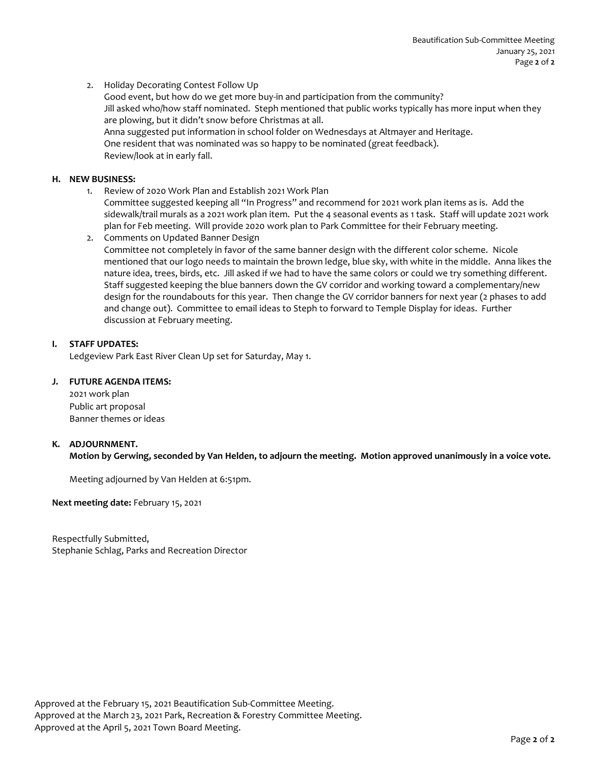2. Holiday Decorating Contest Follow Up
   Good event, but how do we get more buy-in and participation from the community?
   Jill asked who/how staff nominated. Steph mentioned that public works typically has more input when they are plowing, but it didn't snow before Christmas at all.
   Anna suggested put information in school folder on Wednesdays at Altmayer and Heritage.
   One resident that was nominated was so happy to be nominated (great feedback).
   Review/look at in early fall.

**H. NEW BUSINESS:**

1. Review of 2020 Work Plan and Establish 2021 Work Plan
   Committee suggested keeping all "In Progress" and recommend for 2021 work plan items as is. Add the sidewalk/trail murals as a 2021 work plan item. Put the 4 seasonal events as 1 task. Staff will update 2021 work plan for Feb meeting. Will provide 2020 work plan to Park Committee for their February meeting.
2. Comments on Updated Banner Design
   Committee not completely in favor of the same banner design with the different color scheme. Nicole mentioned that our logo needs to maintain the brown ledge, blue sky, with white in the middle. Anna likes the nature idea, trees, birds, etc. Jill asked if we had to have the same colors or could we try something different. Staff suggested keeping the blue banners down the GV corridor and working toward a complementary/new design for the roundabouts for this year. Then change the GV corridor banners for next year (2 phases to add and change out). Committee to email ideas to Steph to forward to Temple Display for ideas. Further discussion at February meeting.

**I. STAFF UPDATES:**

Ledgeview Park East River Clean Up set for Saturday, May 1.

**J. FUTURE AGENDA ITEMS:**

2021 work plan
Public art proposal
Banner themes or ideas

**K. ADJOURNMENT.**

**Motion by Gerwing, seconded by Van Helden, to adjourn the meeting. Motion approved unanimously in a voice vote.**

Meeting adjourned by Van Helden at 6:51pm.

**Next meeting date:** February 15, 2021

Respectfully Submitted,
Stephanie Schlag, Parks and Recreation Director

Approved at the February 15, 2021 Beautification Sub-Committee Meeting.
Approved at the March 23, 2021 Park, Recreation & Forestry Committee Meeting.
Approved at the April 5, 2021 Town Board Meeting.